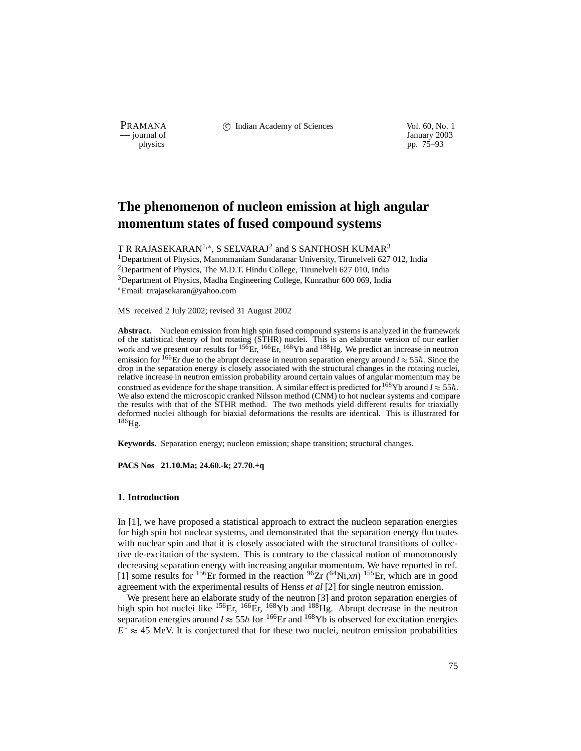# The phenomenon of nucleon emission at high angular momentum states of fused compound systems

T R RAJASEKARAN[1,*], S SELVARAJ[2] and S SANTHOSH KUMAR[3]

[1]Department of Physics, Manonmaniam Sundaranar University, Tirunelveli 627 012, India

[2]Department of Physics, The M.D.T. Hindu College, Tirunelveli 627 010, India

[3]Department of Physics, Madha Engineering College, Kunrathur 600 069, India

[*]Email: trrajasekaran@yahoo.com

MS received 2 July 2002; revised 31 August 2002

**Abstract.** Nucleon emission from high spin fused compound systems is analyzed in the framework of the statistical theory of hot rotating (STHR) nuclei. This is an elaborate version of our earlier work and we present our results for $^{156}$Er, $^{166}$Er, $^{168}$Yb and $^{188}$Hg. We predict an increase in neutron emission for $^{166}$Er due to the abrupt decrease in neutron separation energy around $I \approx 55\hbar$. Since the drop in the separation energy is closely associated with the structural changes in the rotating nuclei, relative increase in neutron emission probability around certain values of angular momentum may be construed as evidence for the shape transition. A similar effect is predicted for $^{168}$Yb around $I \approx 55\hbar$. We also extend the microscopic cranked Nilsson method (CNM) to hot nuclear systems and compare the results with that of the STHR method. The two methods yield different results for triaxially deformed nuclei although for biaxial deformations the results are identical. This is illustrated for $^{186}$Hg.

**Keywords.** Separation energy; nucleon emission; shape transition; structural changes.

**PACS Nos 21.10.Ma; 24.60.-k; 27.70.+q**

## 1. Introduction

In [1], we have proposed a statistical approach to extract the nucleon separation energies for high spin hot nuclear systems, and demonstrated that the separation energy fluctuates with nuclear spin and that it is closely associated with the structural transitions of collective de-excitation of the system. This is contrary to the classical notion of monotonously decreasing separation energy with increasing angular momentum. We have reported in ref. [1] some results for $^{156}$Er formed in the reaction $^{96}$Zr ($^{64}$Ni,*xn*) $^{155}$Er, which are in good agreement with the experimental results of Henss *et al* [2] for single neutron emission.

We present here an elaborate study of the neutron [3] and proton separation energies of high spin hot nuclei like $^{156}$Er, $^{166}$Er, $^{168}$Yb and $^{188}$Hg. Abrupt decrease in the neutron separation energies around $I \approx 55\hbar$ for $^{166}$Er and $^{168}$Yb is observed for excitation energies $E^* \approx 45$ MeV. It is conjectured that for these two nuclei, neutron emission probabilities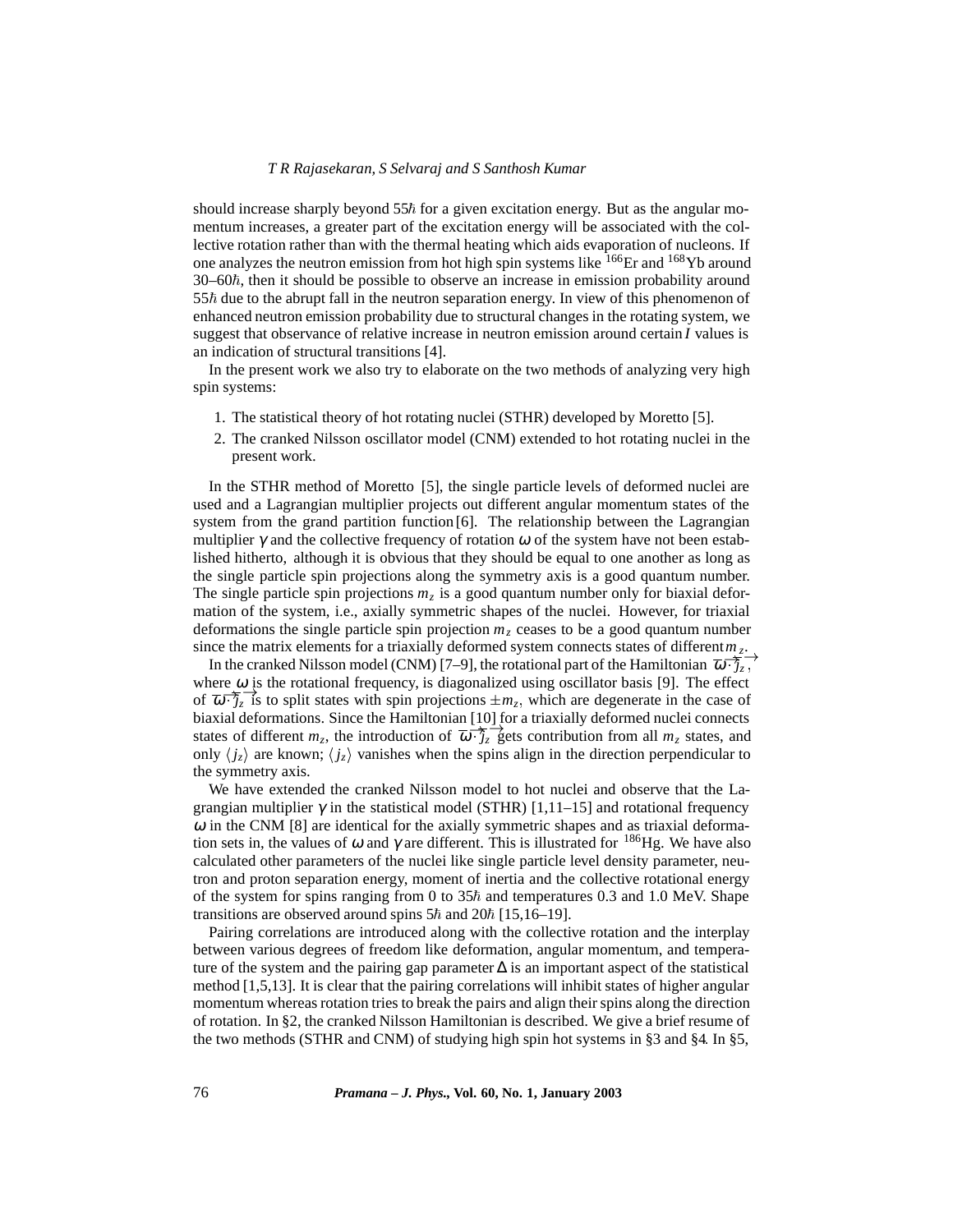should increase sharply beyond $55\hbar$ for a given excitation energy. But as the angular momentum increases, a greater part of the excitation energy will be associated with the collective rotation rather than with the thermal heating which aids evaporation of nucleons. If one analyzes the neutron emission from hot high spin systems like $^{166}$Er and $^{168}$Yb around 30–$60\hbar$, then it should be possible to observe an increase in emission probability around $55\hbar$ due to the abrupt fall in the neutron separation energy. In view of this phenomenon of enhanced neutron emission probability due to structural changes in the rotating system, we suggest that observance of relative increase in neutron emission around certain $I$ values is an indication of structural transitions [4].

In the present work we also try to elaborate on the two methods of analyzing very high spin systems:

1. The statistical theory of hot rotating nuclei (STHR) developed by Moretto [5].
2. The cranked Nilsson oscillator model (CNM) extended to hot rotating nuclei in the present work.

In the STHR method of Moretto [5], the single particle levels of deformed nuclei are used and a Lagrangian multiplier projects out different angular momentum states of the system from the grand partition function [6]. The relationship between the Lagrangian multiplier $\gamma$ and the collective frequency of rotation $\omega$ of the system have not been established hitherto, although it is obvious that they should be equal to one another as long as the single particle spin projections along the symmetry axis is a good quantum number. The single particle spin projections $m_z$ is a good quantum number only for biaxial deformation of the system, i.e., axially symmetric shapes of the nuclei. However, for triaxial deformations the single particle spin projection $m_z$ ceases to be a good quantum number since the matrix elements for a triaxially deformed system connects states of different $m_z$.

In the cranked Nilsson model (CNM) [7–9], the rotational part of the Hamiltonian $\vec{\omega}\cdot\vec{j}_z$, where $\omega$ is the rotational frequency, is diagonalized using oscillator basis [9]. The effect of $\vec{\omega}\cdot\vec{j}_z$ is to split states with spin projections $\pm m_z$, which are degenerate in the case of biaxial deformations. Since the Hamiltonian [10] for a triaxially deformed nuclei connects states of different $m_z$, the introduction of $\vec{\omega}\cdot\vec{j}_z$ gets contribution from all $m_z$ states, and only $\langle j_z \rangle$ are known; $\langle j_z \rangle$ vanishes when the spins align in the direction perpendicular to the symmetry axis.

We have extended the cranked Nilsson model to hot nuclei and observe that the Lagrangian multiplier $\gamma$ in the statistical model (STHR) [1,11–15] and rotational frequency $\omega$ in the CNM [8] are identical for the axially symmetric shapes and as triaxial deformation sets in, the values of $\omega$ and $\gamma$ are different. This is illustrated for $^{186}$Hg. We have also calculated other parameters of the nuclei like single particle level density parameter, neutron and proton separation energy, moment of inertia and the collective rotational energy of the system for spins ranging from 0 to $35\hbar$ and temperatures 0.3 and 1.0 MeV. Shape transitions are observed around spins $5\hbar$ and $20\hbar$ [15,16–19].

Pairing correlations are introduced along with the collective rotation and the interplay between various degrees of freedom like deformation, angular momentum, and temperature of the system and the pairing gap parameter $\Delta$ is an important aspect of the statistical method [1,5,13]. It is clear that the pairing correlations will inhibit states of higher angular momentum whereas rotation tries to break the pairs and align their spins along the direction of rotation. In §2, the cranked Nilsson Hamiltonian is described. We give a brief resume of the two methods (STHR and CNM) of studying high spin hot systems in §3 and §4. In §5,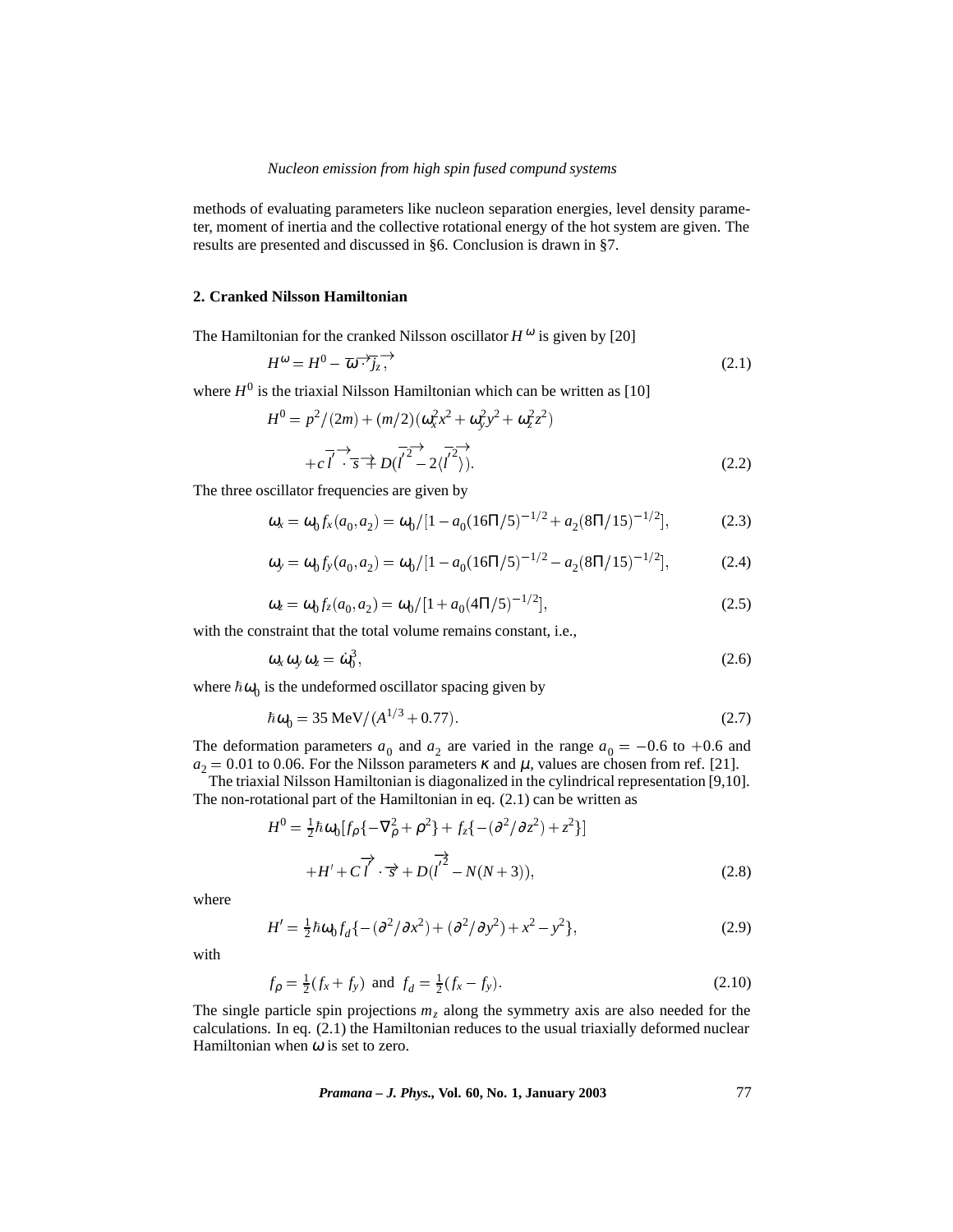methods of evaluating parameters like nucleon separation energies, level density parameter, moment of inertia and the collective rotational energy of the hot system are given. The results are presented and discussed in §6. Conclusion is drawn in §7.

## 2. Cranked Nilsson Hamiltonian

The Hamiltonian for the cranked Nilsson oscillator $H^{\omega}$ is given by [20]

$$H^{\omega} = H^{0} - \overrightarrow{\omega} \cdot \overrightarrow{j_z}, \tag{2.1}$$

where $H^0$ is the triaxial Nilsson Hamiltonian which can be written as [10]

$$H^0 = p^2/(2m) + (m/2)(\omega_x^2 x^2 + \omega_y^2 y^2 + \omega_z^2 z^2) + c\,\overrightarrow{l'} \cdot \overrightarrow{s} + D(\overrightarrow{l'^2} - 2\langle \overrightarrow{l'^2} \rangle). \tag{2.2}$$

The three oscillator frequencies are given by

$$\omega_x = \omega_0 f_x(a_0, a_2) = \omega_0 / [1 - a_0(16\Pi/5)^{-1/2} + a_2(8\Pi/15)^{-1/2}], \tag{2.3}$$

$$\omega_y = \omega_0 f_y(a_0, a_2) = \omega_0 / [1 - a_0(16\Pi/5)^{-1/2} - a_2(8\Pi/15)^{-1/2}], \tag{2.4}$$

$$\omega_z = \omega_0 f_z(a_0, a_2) = \omega_0 / [1 + a_0(4\Pi/5)^{-1/2}], \tag{2.5}$$

with the constraint that the total volume remains constant, i.e.,

$$\omega_x \omega_y \omega_z = \dot{\omega}_0^3, \tag{2.6}$$

where $\hbar\omega_0$ is the undeformed oscillator spacing given by

$$\hbar\omega_0 = 35\ \mathrm{MeV}/(A^{1/3} + 0.77). \tag{2.7}$$

The deformation parameters $a_0$ and $a_2$ are varied in the range $a_0 = -0.6$ to $+0.6$ and $a_2 = 0.01$ to $0.06$. For the Nilsson parameters $\kappa$ and $\mu$, values are chosen from ref. [21].

The triaxial Nilsson Hamiltonian is diagonalized in the cylindrical representation [9,10]. The non-rotational part of the Hamiltonian in eq. (2.1) can be written as

$$H^0 = \tfrac{1}{2}\hbar\omega_0 [f_\rho\{-\nabla_\rho^2 + \rho^2\} + f_z\{-(\partial^2/\partial z^2) + z^2\}] + H' + C\,\overrightarrow{l'} \cdot \overrightarrow{s} + D(\overrightarrow{l'^2} - N(N+3)), \tag{2.8}$$

where

$$H' = \tfrac{1}{2}\hbar\omega_0 f_d\{-(\partial^2/\partial x^2) + (\partial^2/\partial y^2) + x^2 - y^2\}, \tag{2.9}$$

with

$$f_\rho = \tfrac{1}{2}(f_x + f_y) \ \text{ and } \ f_d = \tfrac{1}{2}(f_x - f_y). \tag{2.10}$$

The single particle spin projections $m_z$ along the symmetry axis are also needed for the calculations. In eq. (2.1) the Hamiltonian reduces to the usual triaxially deformed nuclear Hamiltonian when $\omega$ is set to zero.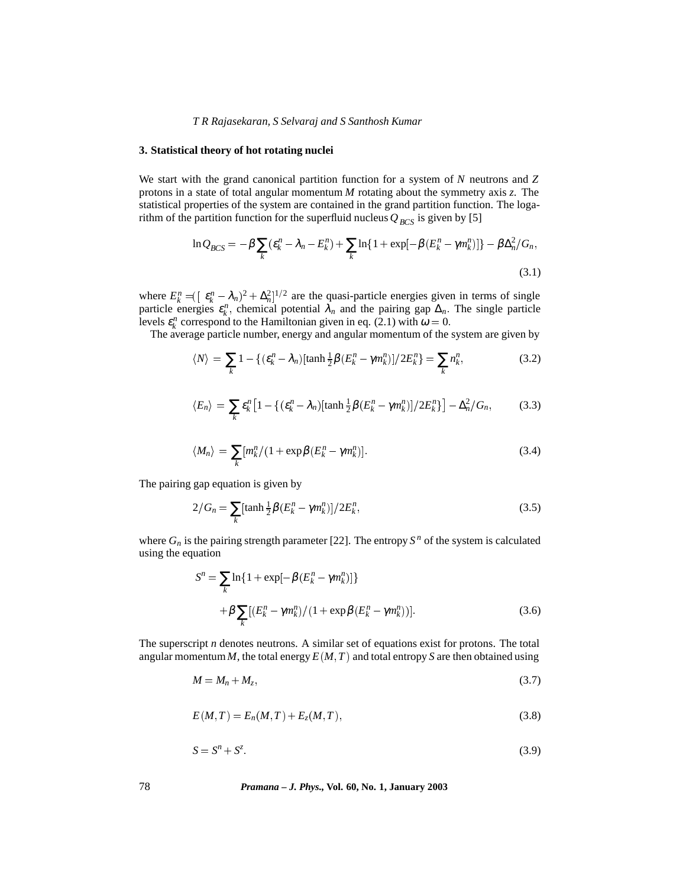## 3. Statistical theory of hot rotating nuclei

We start with the grand canonical partition function for a system of $N$ neutrons and $Z$ protons in a state of total angular momentum $M$ rotating about the symmetry axis $z$. The statistical properties of the system are contained in the grand partition function. The logarithm of the partition function for the superfluid nucleus $Q_{BCS}$ is given by [5]

$$\ln Q_{BCS} = -\beta \sum_k (\varepsilon_k^n - \lambda_n - E_k^n) + \sum_k \ln\{1 + \exp[-\beta(E_k^n - \gamma m_k^n)]\} - \beta \Delta_n^2 / G_n, \tag{3.1}$$

where $E_k^n = [(\varepsilon_k^n - \lambda_n)^2 + \Delta_n^2]^{1/2}$ are the quasi-particle energies given in terms of single particle energies $\varepsilon_k^n$, chemical potential $\lambda_n$ and the pairing gap $\Delta_n$. The single particle levels $\varepsilon_k^n$ correspond to the Hamiltonian given in eq. (2.1) with $\omega = 0$.

The average particle number, energy and angular momentum of the system are given by

$$\langle N \rangle = \sum_k 1 - \{(\varepsilon_k^n - \lambda_n)[\tanh \tfrac{1}{2}\beta(E_k^n - \gamma m_k^n)]/2E_k^n\} = \sum_k n_k^n, \tag{3.2}$$

$$\langle E_n \rangle = \sum_k \varepsilon_k^n \left[1 - \{(\varepsilon_k^n - \lambda_n)[\tanh \tfrac{1}{2}\beta(E_k^n - \gamma m_k^n)]/2E_k^n\}\right] - \Delta_n^2 / G_n, \tag{3.3}$$

$$\langle M_n \rangle = \sum_k [m_k^n / (1 + \exp \beta(E_k^n - \gamma m_k^n)]. \tag{3.4}$$

The pairing gap equation is given by

$$2/G_n = \sum_k [\tanh \tfrac{1}{2}\beta(E_k^n - \gamma m_k^n)]/2E_k^n, \tag{3.5}$$

where $G_n$ is the pairing strength parameter [22]. The entropy $S^n$ of the system is calculated using the equation

$$S^n = \sum_k \ln\{1 + \exp[-\beta(E_k^n - \gamma m_k^n)]\} + \beta \sum_k [(E_k^n - \gamma m_k^n)/(1 + \exp \beta(E_k^n - \gamma m_k^n))]. \tag{3.6}$$

The superscript $n$ denotes neutrons. A similar set of equations exist for protons. The total angular momentum $M$, the total energy $E(M,T)$ and total entropy $S$ are then obtained using

$$M = M_n + M_z, \tag{3.7}$$

$$E(M,T) = E_n(M,T) + E_z(M,T), \tag{3.8}$$

$$S = S^n + S^z. \tag{3.9}$$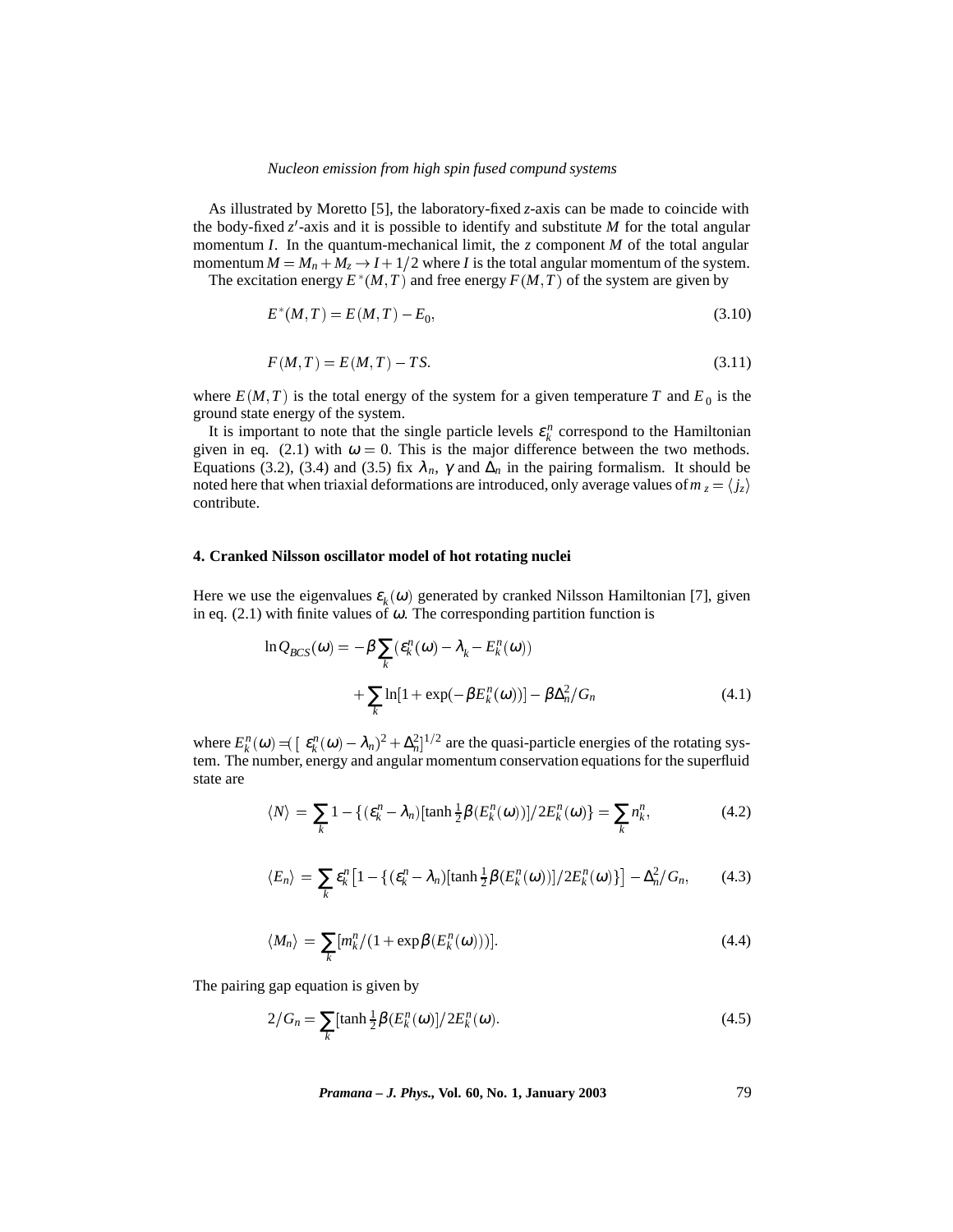As illustrated by Moretto [5], the laboratory-fixed $z$-axis can be made to coincide with the body-fixed $z'$-axis and it is possible to identify and substitute $M$ for the total angular momentum $I$. In the quantum-mechanical limit, the $z$ component $M$ of the total angular momentum $M = M_n + M_z \to I + 1/2$ where $I$ is the total angular momentum of the system.

The excitation energy $E^*(M,T)$ and free energy $F(M,T)$ of the system are given by

$$E^*(M,T) = E(M,T) - E_0, \tag{3.10}$$

$$F(M,T) = E(M,T) - TS. \tag{3.11}$$

where $E(M,T)$ is the total energy of the system for a given temperature $T$ and $E_0$ is the ground state energy of the system.

It is important to note that the single particle levels $\varepsilon_k^n$ correspond to the Hamiltonian given in eq. (2.1) with $\omega = 0$. This is the major difference between the two methods. Equations (3.2), (3.4) and (3.5) fix $\lambda_n$, $\gamma$ and $\Delta_n$ in the pairing formalism. It should be noted here that when triaxial deformations are introduced, only average values of $m_z = \langle j_z \rangle$ contribute.

## 4. Cranked Nilsson oscillator model of hot rotating nuclei

Here we use the eigenvalues $\varepsilon_k(\omega)$ generated by cranked Nilsson Hamiltonian [7], given in eq. (2.1) with finite values of $\omega$. The corresponding partition function is

$$\begin{aligned}\ln Q_{BCS}(\omega) = & -\beta \sum_k (\varepsilon_k^n(\omega) - \lambda_k - E_k^n(\omega)) \\ & + \sum_k \ln[1 + \exp(-\beta E_k^n(\omega))] - \beta \Delta_n^2 / G_n\end{aligned} \tag{4.1}$$

where $E_k^n(\omega) = [(\varepsilon_k^n(\omega) - \lambda_n)^2 + \Delta_n^2]^{1/2}$ are the quasi-particle energies of the rotating system. The number, energy and angular momentum conservation equations for the superfluid state are

$$\langle N \rangle = \sum_k 1 - \{(\varepsilon_k^n - \lambda_n)[\tanh \tfrac{1}{2}\beta(E_k^n(\omega))]/2E_k^n(\omega)\} = \sum_k n_k^n, \tag{4.2}$$

$$\langle E_n \rangle = \sum_k \varepsilon_k^n \left[1 - \{(\varepsilon_k^n - \lambda_n)[\tanh \tfrac{1}{2}\beta(E_k^n(\omega))]/2E_k^n(\omega)\}\right] - \Delta_n^2/G_n, \tag{4.3}$$

$$\langle M_n \rangle = \sum_k [m_k^n / (1 + \exp \beta(E_k^n(\omega)))]. \tag{4.4}$$

The pairing gap equation is given by

$$2/G_n = \sum_k [\tanh \tfrac{1}{2}\beta(E_k^n(\omega)]/2E_k^n(\omega). \tag{4.5}$$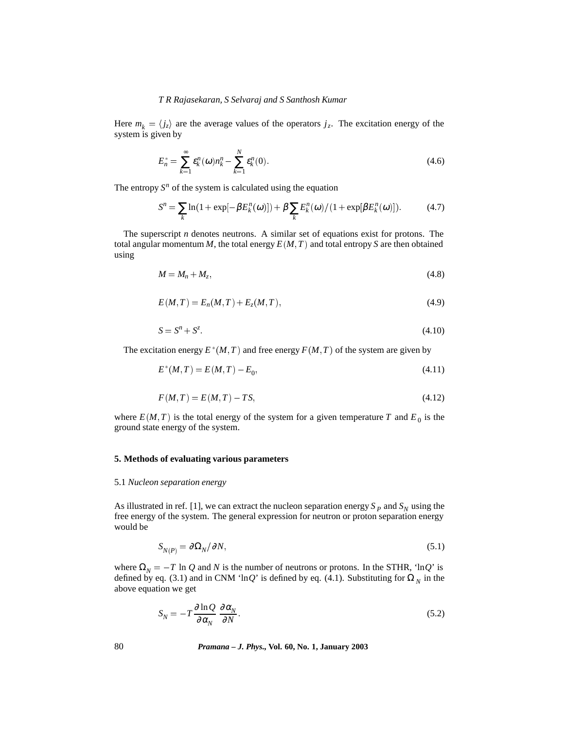Here $m_k = \langle j_z \rangle$ are the average values of the operators $j_z$. The excitation energy of the system is given by

$$E_n^* = \sum_{k=1}^{\infty} \varepsilon_k^n(\omega) n_k^n - \sum_{k=1}^{N} \varepsilon_k^n(0). \tag{4.6}$$

The entropy $S^n$ of the system is calculated using the equation

$$S^n = \sum_k \ln(1 + \exp[-\beta E_k^n(\omega)]) + \beta \sum_k E_k^n(\omega)/(1 + \exp[\beta E_k^n(\omega)]). \tag{4.7}$$

The superscript $n$ denotes neutrons. A similar set of equations exist for protons. The total angular momentum $M$, the total energy $E(M,T)$ and total entropy $S$ are then obtained using

$$M = M_n + M_z, \tag{4.8}$$

$$E(M,T) = E_n(M,T) + E_z(M,T), \tag{4.9}$$

$$S = S^n + S^z. \tag{4.10}$$

The excitation energy $E^*(M,T)$ and free energy $F(M,T)$ of the system are given by

$$E^*(M,T) = E(M,T) - E_0, \tag{4.11}$$

$$F(M,T) = E(M,T) - TS, \tag{4.12}$$

where $E(M,T)$ is the total energy of the system for a given temperature $T$ and $E_0$ is the ground state energy of the system.

## 5. Methods of evaluating various parameters

### 5.1 *Nucleon separation energy*

As illustrated in ref. [1], we can extract the nucleon separation energy $S_P$ and $S_N$ using the free energy of the system. The general expression for neutron or proton separation energy would be

$$S_{N(P)} = \partial \Omega_N / \partial N, \tag{5.1}$$

where $\Omega_N = -T \ln Q$ and $N$ is the number of neutrons or protons. In the STHR, '$\ln Q$' is defined by eq. (3.1) and in CNM '$\ln Q$' is defined by eq. (4.1). Substituting for $\Omega_N$ in the above equation we get

$$S_N = -T \frac{\partial \ln Q}{\partial \alpha_N} \frac{\partial \alpha_N}{\partial N}. \tag{5.2}$$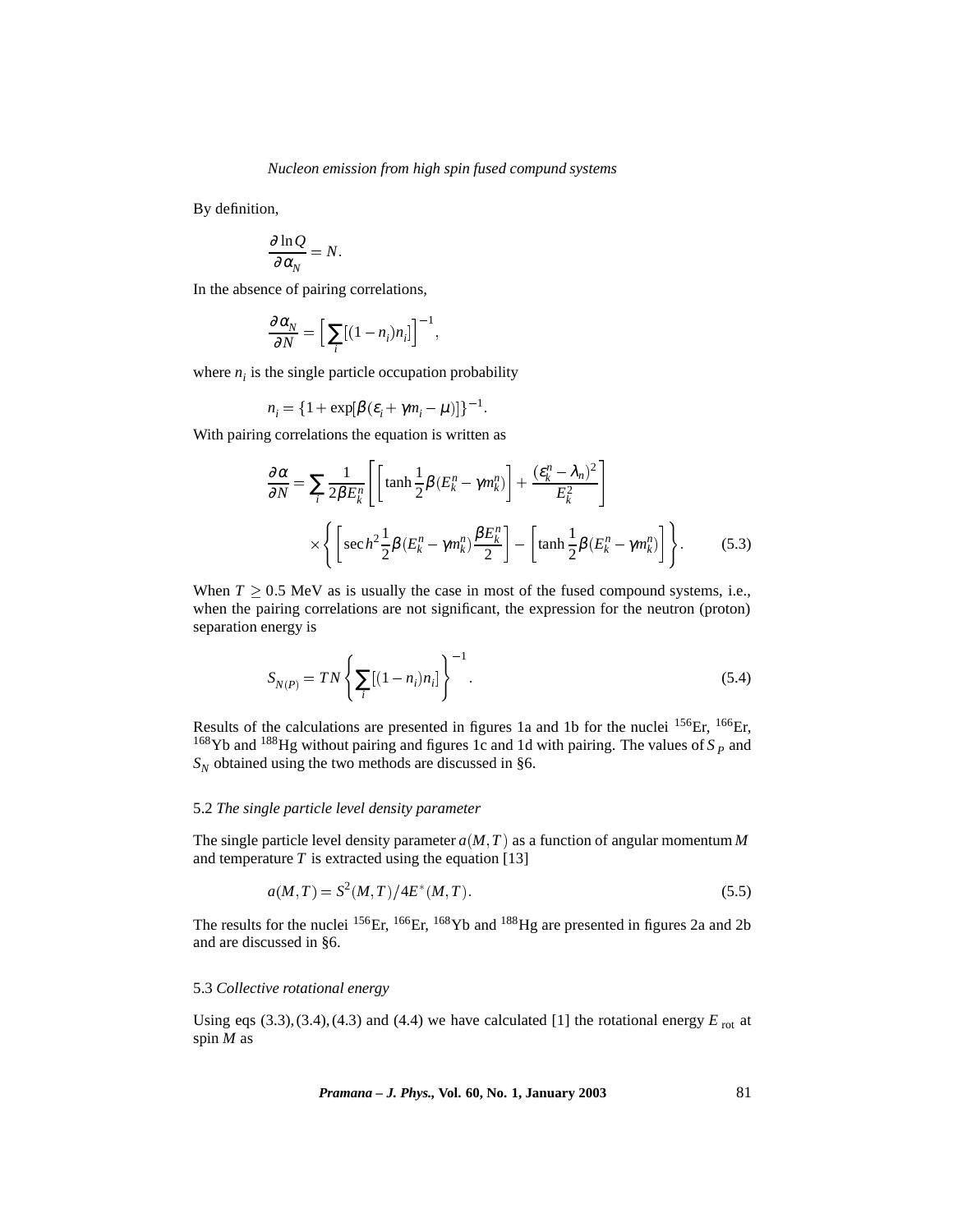By definition,

$$\frac{\partial \ln Q}{\partial \alpha_N} = N.$$

In the absence of pairing correlations,

$$\frac{\partial \alpha_N}{\partial N} = \left[\sum_i [(1-n_i)n_i]\right]^{-1},$$

where $n_i$ is the single particle occupation probability

$$n_i = \{1 + \exp[\beta(\varepsilon_i + \gamma m_i - \mu)]\}^{-1}.$$

With pairing correlations the equation is written as

$$\frac{\partial \alpha}{\partial N} = \sum_i \frac{1}{2\beta E_k^n}\left[\left[\tanh\frac{1}{2}\beta(E_k^n - \gamma m_k^n)\right] + \frac{(\varepsilon_k^n - \lambda_n)^2}{E_k^2}\right]$$
$$\times\left\{\left[\sec h^2 \frac{1}{2}\beta(E_k^n - \gamma m_k^n)\frac{\beta E_k^n}{2}\right] - \left[\tanh\frac{1}{2}\beta(E_k^n - \gamma m_k^n)\right]\right\}. \tag{5.3}$$

When $T \geq 0.5$ MeV as is usually the case in most of the fused compound systems, i.e., when the pairing correlations are not significant, the expression for the neutron (proton) separation energy is

$$S_{N(P)} = TN\left\{\sum_i [(1-n_i)n_i]\right\}^{-1}. \tag{5.4}$$

Results of the calculations are presented in figures 1a and 1b for the nuclei $^{156}$Er, $^{166}$Er, $^{168}$Yb and $^{188}$Hg without pairing and figures 1c and 1d with pairing. The values of $S_P$ and $S_N$ obtained using the two methods are discussed in §6.

### 5.2 *The single particle level density parameter*

The single particle level density parameter $a(M,T)$ as a function of angular momentum $M$ and temperature $T$ is extracted using the equation [13]

$$a(M,T) = S^2(M,T)/4E^*(M,T). \tag{5.5}$$

The results for the nuclei $^{156}$Er, $^{166}$Er, $^{168}$Yb and $^{188}$Hg are presented in figures 2a and 2b and are discussed in §6.

### 5.3 *Collective rotational energy*

Using eqs (3.3), (3.4), (4.3) and (4.4) we have calculated [1] the rotational energy $E_{\text{rot}}$ at spin $M$ as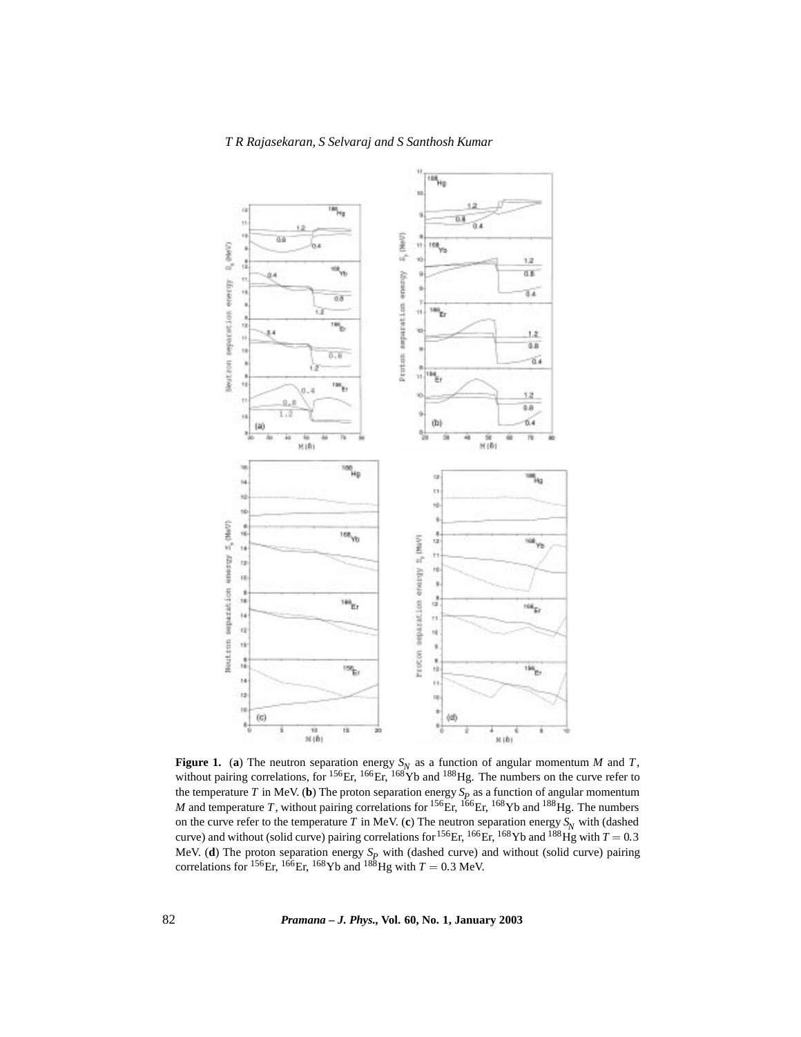**Figure 1.** (**a**) The neutron separation energy $S_N$ as a function of angular momentum $M$ and $T$, without pairing correlations, for $^{156}$Er, $^{166}$Er, $^{168}$Yb and $^{188}$Hg. The numbers on the curve refer to the temperature $T$ in MeV. (**b**) The proton separation energy $S_P$ as a function of angular momentum $M$ and temperature $T$, without pairing correlations for $^{156}$Er, $^{166}$Er, $^{168}$Yb and $^{188}$Hg. The numbers on the curve refer to the temperature $T$ in MeV. (**c**) The neutron separation energy $S_N$ with (dashed curve) and without (solid curve) pairing correlations for $^{156}$Er, $^{166}$Er, $^{168}$Yb and $^{188}$Hg with $T = 0.3$ MeV. (**d**) The proton separation energy $S_P$ with (dashed curve) and without (solid curve) pairing correlations for $^{156}$Er, $^{166}$Er, $^{168}$Yb and $^{188}$Hg with $T = 0.3$ MeV.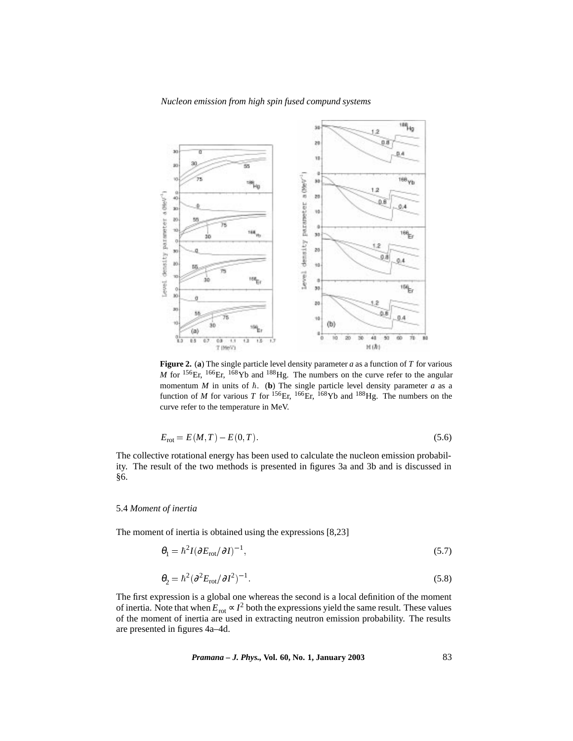**Figure 2.** (**a**) The single particle level density parameter $a$ as a function of $T$ for various $M$ for $^{156}$Er, $^{166}$Er, $^{168}$Yb and $^{188}$Hg. The numbers on the curve refer to the angular momentum $M$ in units of $\hbar$. (**b**) The single particle level density parameter $a$ as a function of $M$ for various $T$ for $^{156}$Er, $^{166}$Er, $^{168}$Yb and $^{188}$Hg. The numbers on the curve refer to the temperature in MeV.

$$E_{\text{rot}} = E(M,T) - E(0,T). \tag{5.6}$$

The collective rotational energy has been used to calculate the nucleon emission probability. The result of the two methods is presented in figures 3a and 3b and is discussed in §6.

### 5.4 *Moment of inertia*

The moment of inertia is obtained using the expressions [8,23]

$$\theta_1 = \hbar^2 I(\partial E_{\text{rot}}/\partial I)^{-1}, \tag{5.7}$$

$$\theta_2 = \hbar^2(\partial^2 E_{\text{rot}}/\partial I^2)^{-1}. \tag{5.8}$$

The first expression is a global one whereas the second is a local definition of the moment of inertia. Note that when $E_{\text{rot}} \propto I^2$ both the expressions yield the same result. These values of the moment of inertia are used in extracting neutron emission probability. The results are presented in figures 4a–4d.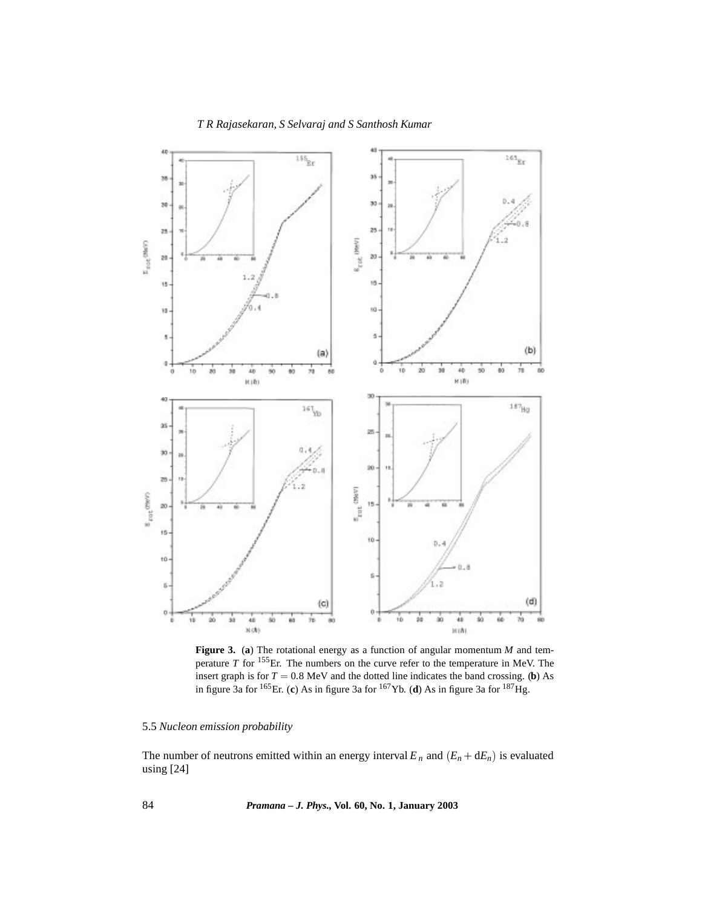**Figure 3.** (**a**) The rotational energy as a function of angular momentum $M$ and temperature $T$ for $^{155}$Er. The numbers on the curve refer to the temperature in MeV. The insert graph is for $T = 0.8$ MeV and the dotted line indicates the band crossing. (**b**) As in figure 3a for $^{165}$Er. (**c**) As in figure 3a for $^{167}$Yb. (**d**) As in figure 3a for $^{187}$Hg.

### 5.5 *Nucleon emission probability*

The number of neutrons emitted within an energy interval $E_n$ and $(E_n + \mathrm{d}E_n)$ is evaluated using [24]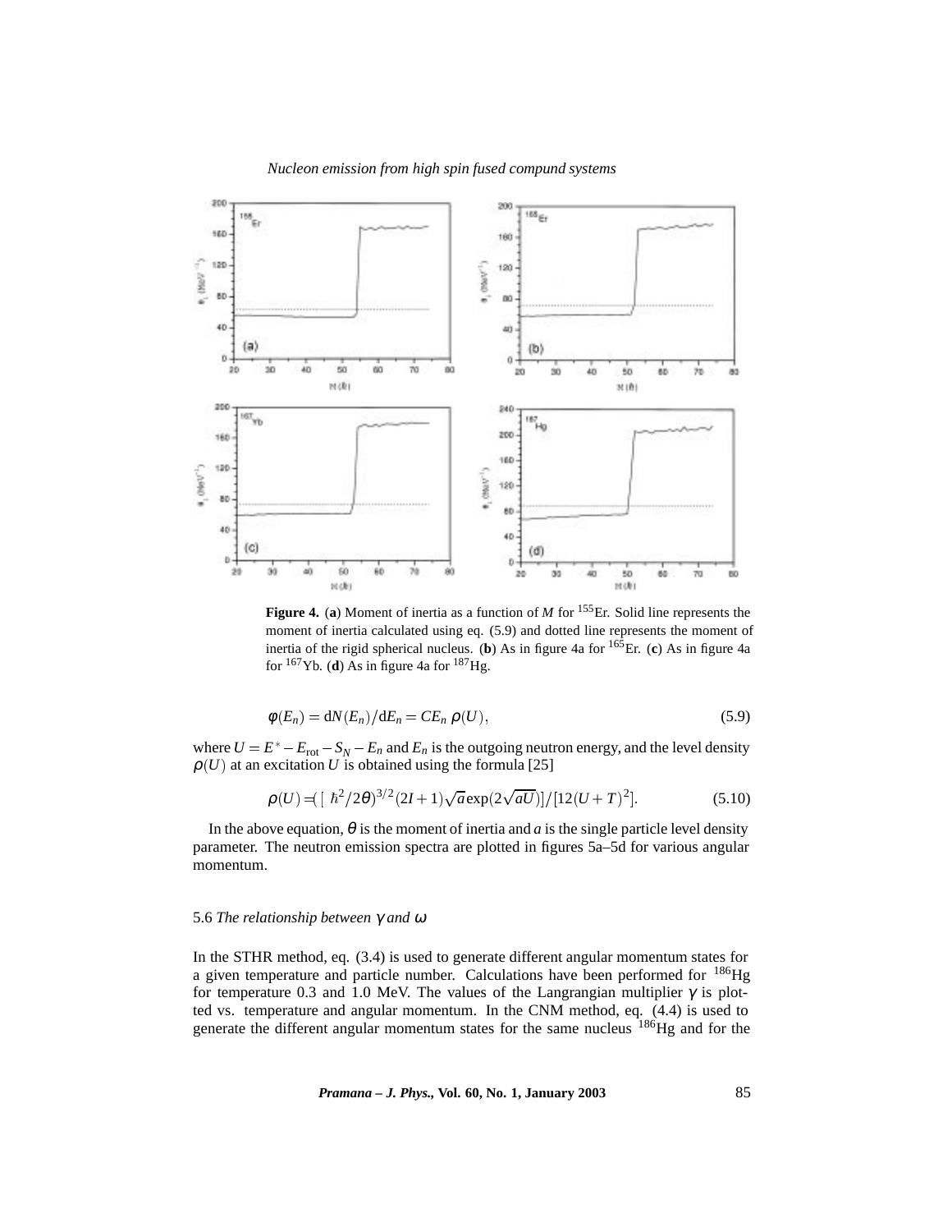**Figure 4.** (**a**) Moment of inertia as a function of $M$ for $^{155}$Er. Solid line represents the moment of inertia calculated using eq. (5.9) and dotted line represents the moment of inertia of the rigid spherical nucleus. (**b**) As in figure 4a for $^{165}$Er. (**c**) As in figure 4a for $^{167}$Yb. (**d**) As in figure 4a for $^{187}$Hg.

$$\phi(E_n) = \mathrm{d}N(E_n)/\mathrm{d}E_n = CE_n\,\rho(U), \tag{5.9}$$

where $U = E^* - E_{\mathrm{rot}} - S_N - E_n$ and $E_n$ is the outgoing neutron energy, and the level density $\rho(U)$ at an excitation $U$ is obtained using the formula [25]

$$\rho(U) = ([\hbar^2/2\theta)^{3/2}(2I+1)\sqrt{a}\exp(2\sqrt{aU})]/[12(U+T)^2]. \tag{5.10}$$

In the above equation, $\theta$ is the moment of inertia and $a$ is the single particle level density parameter. The neutron emission spectra are plotted in figures 5a–5d for various angular momentum.

### 5.6 *The relationship between $\gamma$ and $\omega$*

In the STHR method, eq. (3.4) is used to generate different angular momentum states for a given temperature and particle number. Calculations have been performed for $^{186}$Hg for temperature 0.3 and 1.0 MeV. The values of the Langrangian multiplier $\gamma$ is plotted vs. temperature and angular momentum. In the CNM method, eq. (4.4) is used to generate the different angular momentum states for the same nucleus $^{186}$Hg and for the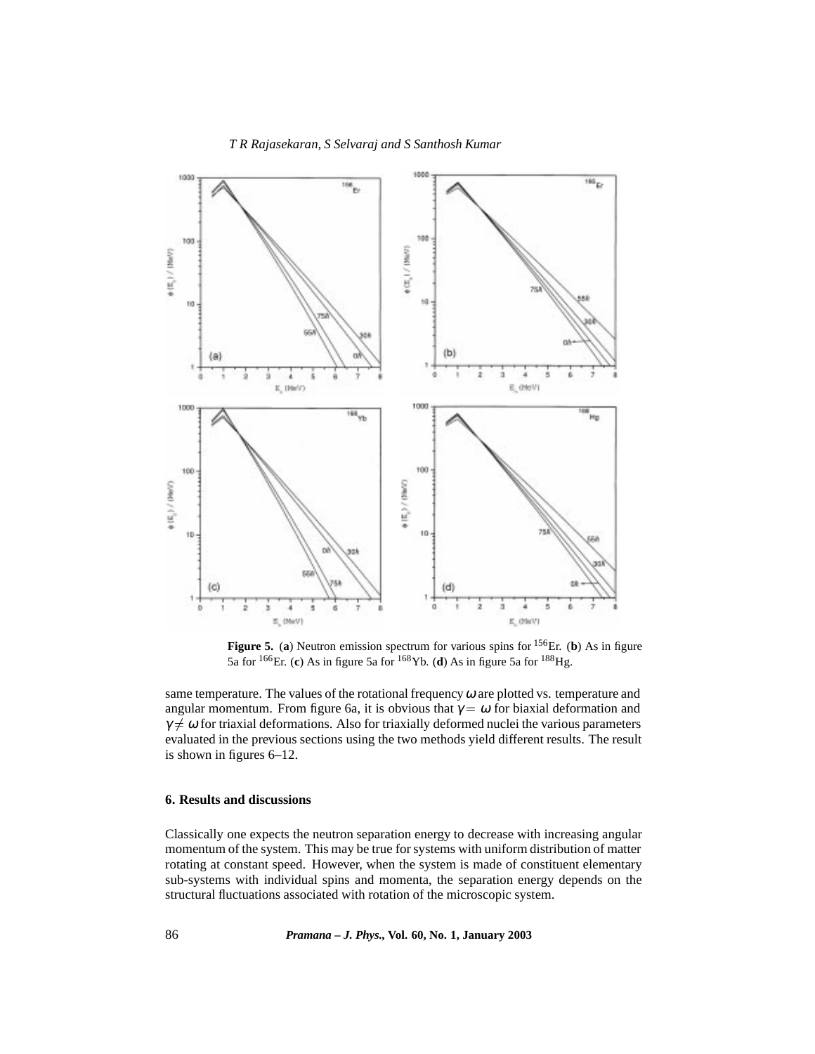**Figure 5.** (**a**) Neutron emission spectrum for various spins for $^{156}$Er. (**b**) As in figure 5a for $^{166}$Er. (**c**) As in figure 5a for $^{168}$Yb. (**d**) As in figure 5a for $^{188}$Hg.

same temperature. The values of the rotational frequency $\omega$ are plotted vs. temperature and angular momentum. From figure 6a, it is obvious that $\gamma = \omega$ for biaxial deformation and $\gamma \neq \omega$ for triaxial deformations. Also for triaxially deformed nuclei the various parameters evaluated in the previous sections using the two methods yield different results. The result is shown in figures 6–12.

## 6. Results and discussions

Classically one expects the neutron separation energy to decrease with increasing angular momentum of the system. This may be true for systems with uniform distribution of matter rotating at constant speed. However, when the system is made of constituent elementary sub-systems with individual spins and momenta, the separation energy depends on the structural fluctuations associated with rotation of the microscopic system.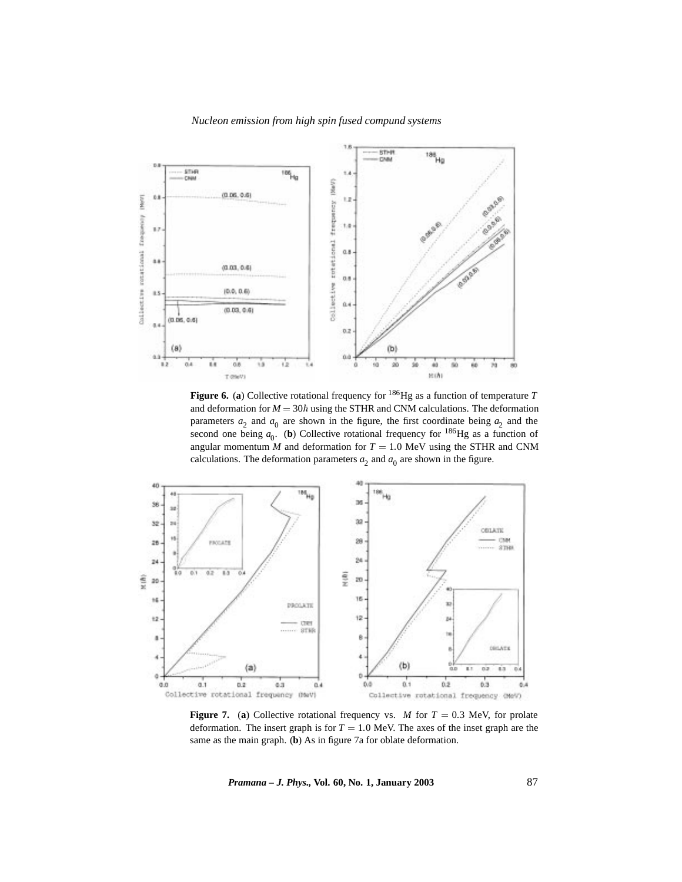**Figure 6.** (**a**) Collective rotational frequency for $^{186}$Hg as a function of temperature $T$ and deformation for $M = 30\hbar$ using the STHR and CNM calculations. The deformation parameters $a_2$ and $a_0$ are shown in the figure, the first coordinate being $a_2$ and the second one being $a_0$. (**b**) Collective rotational frequency for $^{186}$Hg as a function of angular momentum $M$ and deformation for $T = 1.0$ MeV using the STHR and CNM calculations. The deformation parameters $a_2$ and $a_0$ are shown in the figure.

**Figure 7.** (**a**) Collective rotational frequency vs. $M$ for $T = 0.3$ MeV, for prolate deformation. The insert graph is for $T = 1.0$ MeV. The axes of the inset graph are the same as the main graph. (**b**) As in figure 7a for oblate deformation.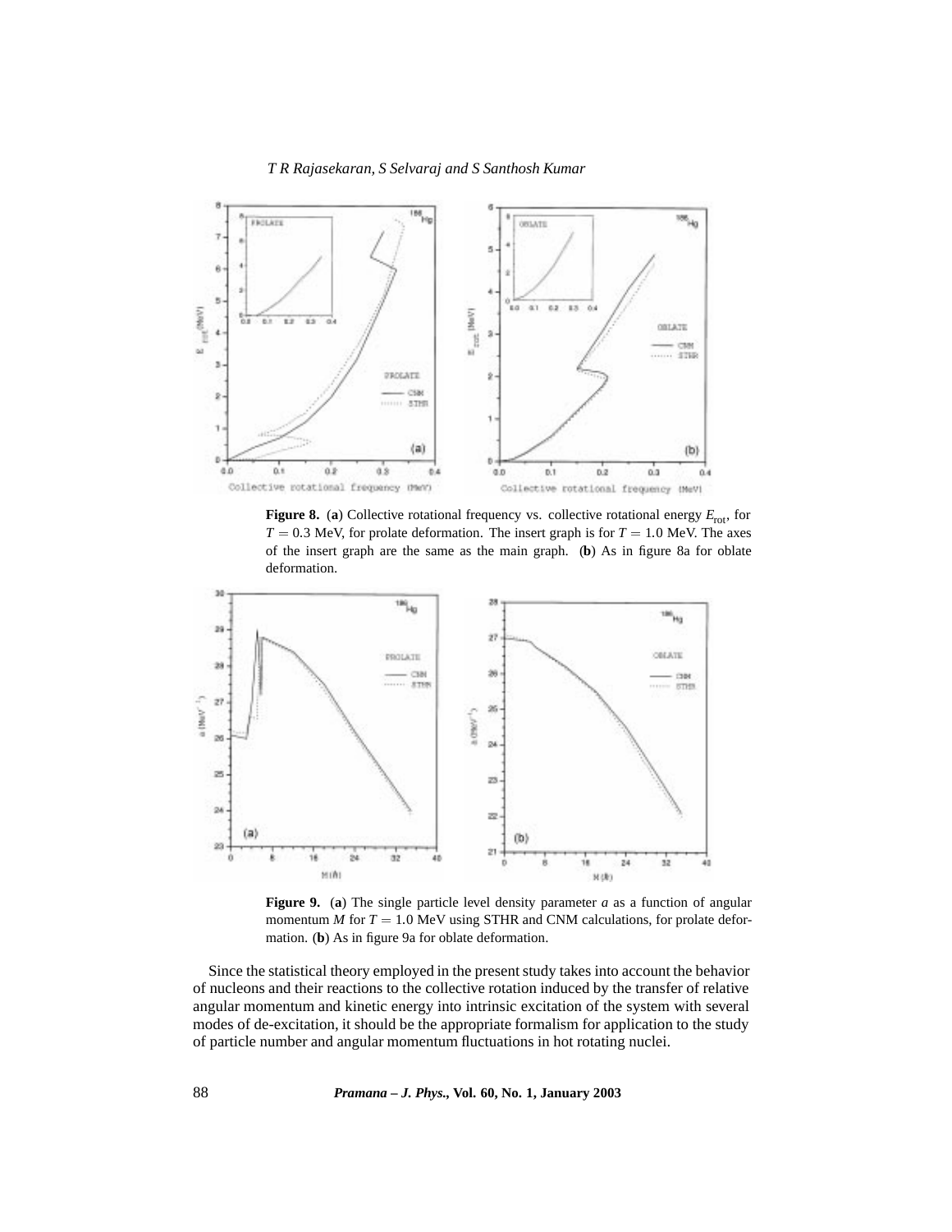**Figure 8.** (**a**) Collective rotational frequency vs. collective rotational energy $E_{\rm rot}$, for $T = 0.3$ MeV, for prolate deformation. The insert graph is for $T = 1.0$ MeV. The axes of the insert graph are the same as the main graph. (**b**) As in figure 8a for oblate deformation.

**Figure 9.** (**a**) The single particle level density parameter $a$ as a function of angular momentum $M$ for $T = 1.0$ MeV using STHR and CNM calculations, for prolate deformation. (**b**) As in figure 9a for oblate deformation.

Since the statistical theory employed in the present study takes into account the behavior of nucleons and their reactions to the collective rotation induced by the transfer of relative angular momentum and kinetic energy into intrinsic excitation of the system with several modes of de-excitation, it should be the appropriate formalism for application to the study of particle number and angular momentum fluctuations in hot rotating nuclei.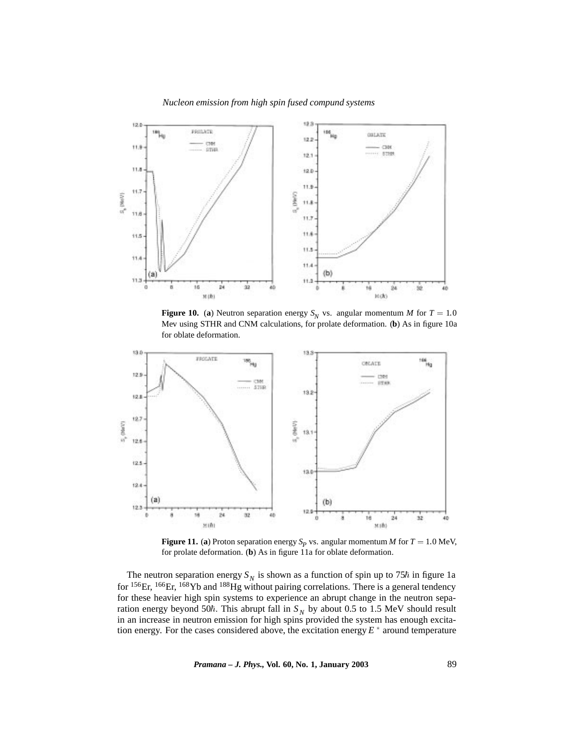**Figure 10.** (**a**) Neutron separation energy $S_N$ vs. angular momentum $M$ for $T = 1.0$ Mev using STHR and CNM calculations, for prolate deformation. (**b**) As in figure 10a for oblate deformation.

**Figure 11.** (**a**) Proton separation energy $S_P$ vs. angular momentum $M$ for $T = 1.0$ MeV, for prolate deformation. (**b**) As in figure 11a for oblate deformation.

The neutron separation energy $S_N$ is shown as a function of spin up to $75\hbar$ in figure 1a for $^{156}$Er, $^{166}$Er, $^{168}$Yb and $^{188}$Hg without pairing correlations. There is a general tendency for these heavier high spin systems to experience an abrupt change in the neutron separation energy beyond $50\hbar$. This abrupt fall in $S_N$ by about 0.5 to 1.5 MeV should result in an increase in neutron emission for high spins provided the system has enough excitation energy. For the cases considered above, the excitation energy $E^*$ around temperature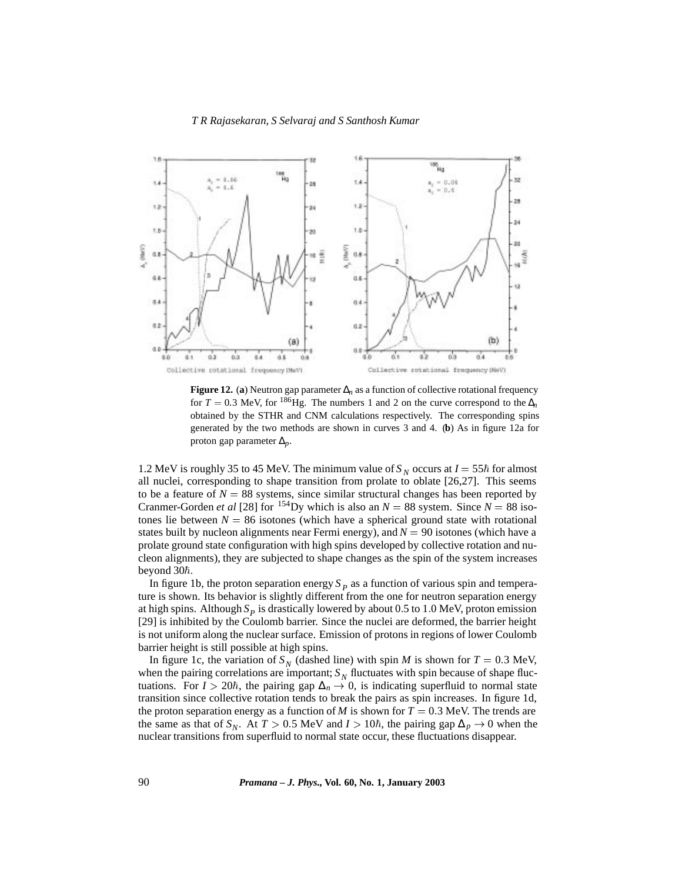**Figure 12.** (**a**) Neutron gap parameter $\Delta_n$ as a function of collective rotational frequency for $T = 0.3$ MeV, for $^{186}$Hg. The numbers 1 and 2 on the curve correspond to the $\Delta_n$ obtained by the STHR and CNM calculations respectively. The corresponding spins generated by the two methods are shown in curves 3 and 4. (**b**) As in figure 12a for proton gap parameter $\Delta_p$.

1.2 MeV is roughly 35 to 45 MeV. The minimum value of $S_N$ occurs at $I = 55\hbar$ for almost all nuclei, corresponding to shape transition from prolate to oblate [26,27]. This seems to be a feature of $N = 88$ systems, since similar structural changes has been reported by Cranmer-Gorden *et al* [28] for $^{154}$Dy which is also an $N = 88$ system. Since $N = 88$ isotones lie between $N = 86$ isotones (which have a spherical ground state with rotational states built by nucleon alignments near Fermi energy), and $N = 90$ isotones (which have a prolate ground state configuration with high spins developed by collective rotation and nucleon alignments), they are subjected to shape changes as the spin of the system increases beyond $30\hbar$.

In figure 1b, the proton separation energy $S_P$ as a function of various spin and temperature is shown. Its behavior is slightly different from the one for neutron separation energy at high spins. Although $S_P$ is drastically lowered by about 0.5 to 1.0 MeV, proton emission [29] is inhibited by the Coulomb barrier. Since the nuclei are deformed, the barrier height is not uniform along the nuclear surface. Emission of protons in regions of lower Coulomb barrier height is still possible at high spins.

In figure 1c, the variation of $S_N$ (dashed line) with spin $M$ is shown for $T = 0.3$ MeV, when the pairing correlations are important; $S_N$ fluctuates with spin because of shape fluctuations. For $I > 20\hbar$, the pairing gap $\Delta_n \to 0$, is indicating superfluid to normal state transition since collective rotation tends to break the pairs as spin increases. In figure 1d, the proton separation energy as a function of $M$ is shown for $T = 0.3$ MeV. The trends are the same as that of $S_N$. At $T > 0.5$ MeV and $I > 10\hbar$, the pairing gap $\Delta_p \to 0$ when the nuclear transitions from superfluid to normal state occur, these fluctuations disappear.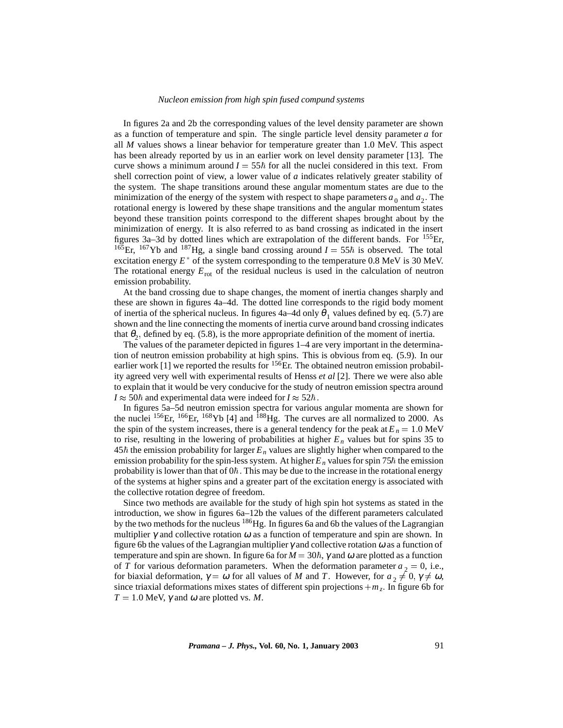In figures 2a and 2b the corresponding values of the level density parameter are shown as a function of temperature and spin. The single particle level density parameter $a$ for all $M$ values shows a linear behavior for temperature greater than 1.0 MeV. This aspect has been already reported by us in an earlier work on level density parameter [13]. The curve shows a minimum around $I = 55\hbar$ for all the nuclei considered in this text. From shell correction point of view, a lower value of $a$ indicates relatively greater stability of the system. The shape transitions around these angular momentum states are due to the minimization of the energy of the system with respect to shape parameters $a_0$ and $a_2$. The rotational energy is lowered by these shape transitions and the angular momentum states beyond these transition points correspond to the different shapes brought about by the minimization of energy. It is also referred to as band crossing as indicated in the insert figures 3a–3d by dotted lines which are extrapolation of the different bands. For $^{155}$Er, $^{165}$Er, $^{167}$Yb and $^{187}$Hg, a single band crossing around $I = 55\hbar$ is observed. The total excitation energy $E^*$ of the system corresponding to the temperature 0.8 MeV is 30 MeV. The rotational energy $E_{\text{rot}}$ of the residual nucleus is used in the calculation of neutron emission probability.

At the band crossing due to shape changes, the moment of inertia changes sharply and these are shown in figures 4a–4d. The dotted line corresponds to the rigid body moment of inertia of the spherical nucleus. In figures 4a–4d only $\theta_1$ values defined by eq. (5.7) are shown and the line connecting the moments of inertia curve around band crossing indicates that $\theta_2$, defined by eq. (5.8), is the more appropriate definition of the moment of inertia.

The values of the parameter depicted in figures 1–4 are very important in the determination of neutron emission probability at high spins. This is obvious from eq. (5.9). In our earlier work [1] we reported the results for $^{156}$Er. The obtained neutron emission probability agreed very well with experimental results of Henss *et al* [2]. There we were also able to explain that it would be very conducive for the study of neutron emission spectra around $I \approx 50\hbar$ and experimental data were indeed for $I \approx 52\hbar$.

In figures 5a–5d neutron emission spectra for various angular momenta are shown for the nuclei $^{156}$Er, $^{166}$Er, $^{168}$Yb [4] and $^{188}$Hg. The curves are all normalized to 2000. As the spin of the system increases, there is a general tendency for the peak at $E_n = 1.0$ MeV to rise, resulting in the lowering of probabilities at higher $E_n$ values but for spins 35 to $45\hbar$ the emission probability for larger $E_n$ values are slightly higher when compared to the emission probability for the spin-less system. At higher $E_n$ values for spin $75\hbar$ the emission probability is lower than that of $0\hbar$. This may be due to the increase in the rotational energy of the systems at higher spins and a greater part of the excitation energy is associated with the collective rotation degree of freedom.

Since two methods are available for the study of high spin hot systems as stated in the introduction, we show in figures 6a–12b the values of the different parameters calculated by the two methods for the nucleus $^{186}$Hg. In figures 6a and 6b the values of the Lagrangian multiplier $\gamma$ and collective rotation $\omega$ as a function of temperature and spin are shown. In figure 6b the values of the Lagrangian multiplier $\gamma$ and collective rotation $\omega$ as a function of temperature and spin are shown. In figure 6a for $M = 30\hbar$, $\gamma$ and $\omega$ are plotted as a function of $T$ for various deformation parameters. When the deformation parameter $a_2 = 0$, i.e., for biaxial deformation, $\gamma = \omega$ for all values of $M$ and $T$. However, for $a_2 \neq 0$, $\gamma \neq \omega$, since triaxial deformations mixes states of different spin projections $+m_z$. In figure 6b for $T = 1.0$ MeV, $\gamma$ and $\omega$ are plotted vs. $M$.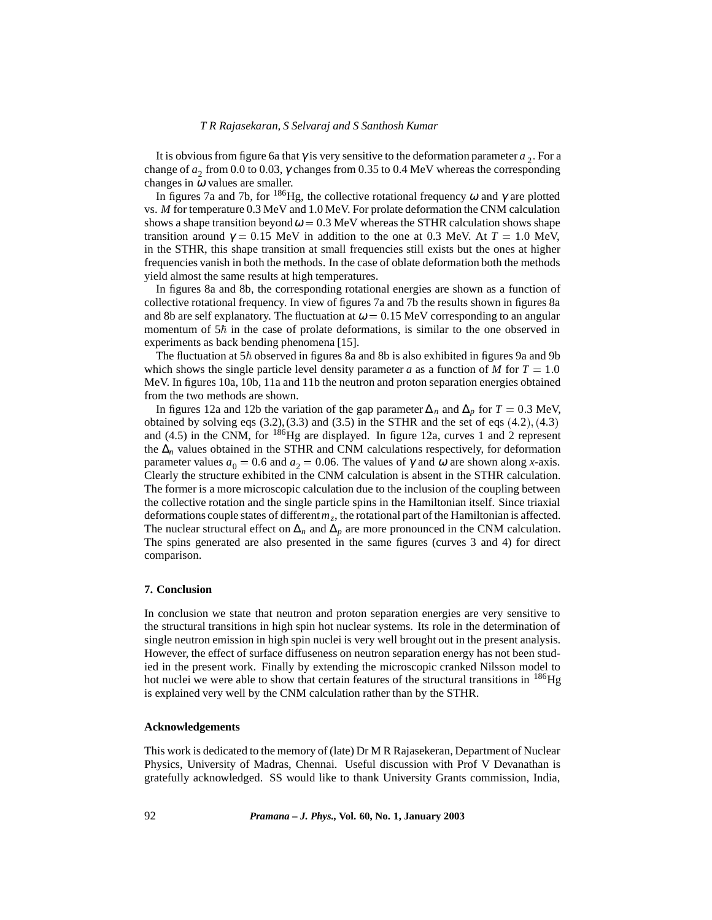It is obvious from figure 6a that $\gamma$ is very sensitive to the deformation parameter $a_2$. For a change of $a_2$ from 0.0 to 0.03, $\gamma$ changes from 0.35 to 0.4 MeV whereas the corresponding changes in $\omega$ values are smaller.

In figures 7a and 7b, for $^{186}$Hg, the collective rotational frequency $\omega$ and $\gamma$ are plotted vs. $M$ for temperature 0.3 MeV and 1.0 MeV. For prolate deformation the CNM calculation shows a shape transition beyond $\omega = 0.3$ MeV whereas the STHR calculation shows shape transition around $\gamma = 0.15$ MeV in addition to the one at 0.3 MeV. At $T = 1.0$ MeV, in the STHR, this shape transition at small frequencies still exists but the ones at higher frequencies vanish in both the methods. In the case of oblate deformation both the methods yield almost the same results at high temperatures.

In figures 8a and 8b, the corresponding rotational energies are shown as a function of collective rotational frequency. In view of figures 7a and 7b the results shown in figures 8a and 8b are self explanatory. The fluctuation at $\omega = 0.15$ MeV corresponding to an angular momentum of $5\hbar$ in the case of prolate deformations, is similar to the one observed in experiments as back bending phenomena [15].

The fluctuation at $5\hbar$ observed in figures 8a and 8b is also exhibited in figures 9a and 9b which shows the single particle level density parameter $a$ as a function of $M$ for $T = 1.0$ MeV. In figures 10a, 10b, 11a and 11b the neutron and proton separation energies obtained from the two methods are shown.

In figures 12a and 12b the variation of the gap parameter $\Delta_n$ and $\Delta_p$ for $T = 0.3$ MeV, obtained by solving eqs (3.2), (3.3) and (3.5) in the STHR and the set of eqs (4.2), (4.3) and (4.5) in the CNM, for $^{186}$Hg are displayed. In figure 12a, curves 1 and 2 represent the $\Delta_n$ values obtained in the STHR and CNM calculations respectively, for deformation parameter values $a_0 = 0.6$ and $a_2 = 0.06$. The values of $\gamma$ and $\omega$ are shown along $x$-axis. Clearly the structure exhibited in the CNM calculation is absent in the STHR calculation. The former is a more microscopic calculation due to the inclusion of the coupling between the collective rotation and the single particle spins in the Hamiltonian itself. Since triaxial deformations couple states of different $m_z$, the rotational part of the Hamiltonian is affected. The nuclear structural effect on $\Delta_n$ and $\Delta_p$ are more pronounced in the CNM calculation. The spins generated are also presented in the same figures (curves 3 and 4) for direct comparison.

## 7. Conclusion

In conclusion we state that neutron and proton separation energies are very sensitive to the structural transitions in high spin hot nuclear systems. Its role in the determination of single neutron emission in high spin nuclei is very well brought out in the present analysis. However, the effect of surface diffuseness on neutron separation energy has not been studied in the present work. Finally by extending the microscopic cranked Nilsson model to hot nuclei we were able to show that certain features of the structural transitions in $^{186}$Hg is explained very well by the CNM calculation rather than by the STHR.

## Acknowledgements

This work is dedicated to the memory of (late) Dr M R Rajasekeran, Department of Nuclear Physics, University of Madras, Chennai. Useful discussion with Prof V Devanathan is gratefully acknowledged. SS would like to thank University Grants commission, India,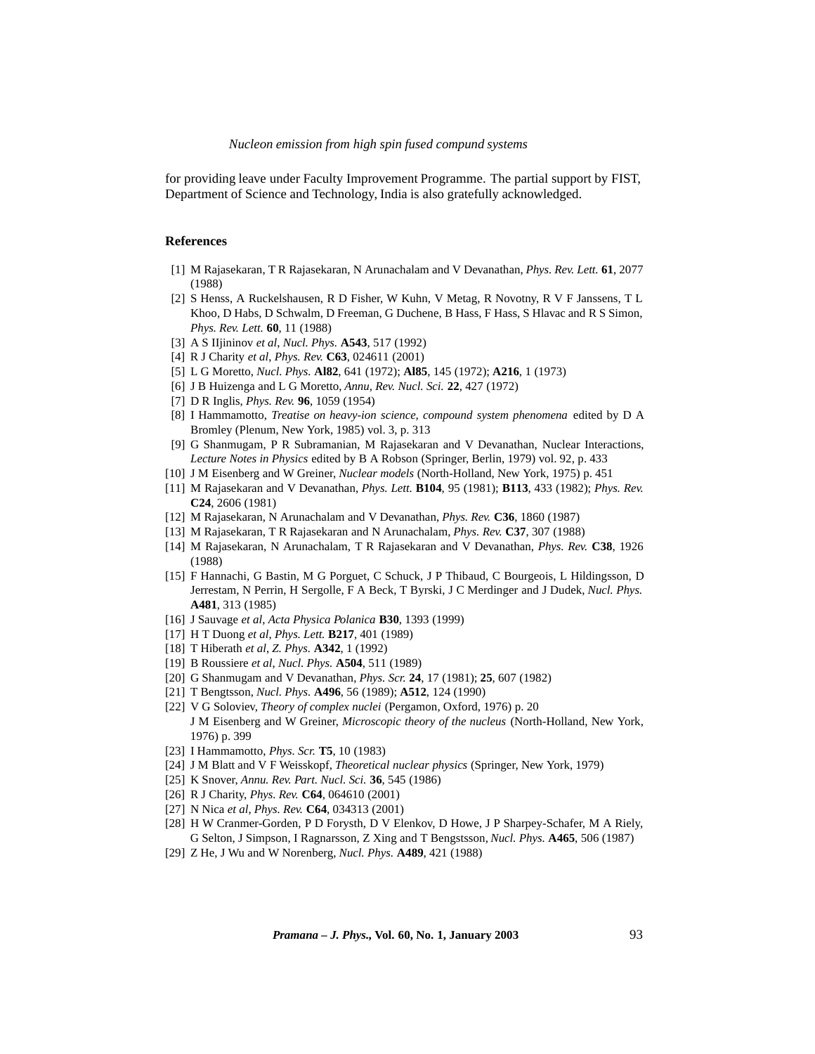for providing leave under Faculty Improvement Programme. The partial support by FIST, Department of Science and Technology, India is also gratefully acknowledged.

## References

[1] M Rajasekaran, T R Rajasekaran, N Arunachalam and V Devanathan, *Phys. Rev. Lett.* **61**, 2077 (1988)

[2] S Henss, A Ruckelshausen, R D Fisher, W Kuhn, V Metag, R Novotny, R V F Janssens, T L Khoo, D Habs, D Schwalm, D Freeman, G Duchene, B Hass, F Hass, S Hlavac and R S Simon, *Phys. Rev. Lett.* **60**, 11 (1988)

[3] A S IIjininov *et al*, *Nucl. Phys.* **A543**, 517 (1992)

[4] R J Charity *et al*, *Phys. Rev.* **C63**, 024611 (2001)

[5] L G Moretto, *Nucl. Phys.* **Al82**, 641 (1972); **Al85**, 145 (1972); **A216**, 1 (1973)

[6] J B Huizenga and L G Moretto, *Annu, Rev. Nucl. Sci.* **22**, 427 (1972)

[7] D R Inglis, *Phys. Rev.* **96**, 1059 (1954)

[8] I Hammamotto, *Treatise on heavy-ion science, compound system phenomena* edited by D A Bromley (Plenum, New York, 1985) vol. 3, p. 313

[9] G Shanmugam, P R Subramanian, M Rajasekaran and V Devanathan, Nuclear Interactions, *Lecture Notes in Physics* edited by B A Robson (Springer, Berlin, 1979) vol. 92, p. 433

[10] J M Eisenberg and W Greiner, *Nuclear models* (North-Holland, New York, 1975) p. 451

[11] M Rajasekaran and V Devanathan, *Phys. Lett.* **B104**, 95 (1981); **B113**, 433 (1982); *Phys. Rev.* **C24**, 2606 (1981)

[12] M Rajasekaran, N Arunachalam and V Devanathan, *Phys. Rev.* **C36**, 1860 (1987)

[13] M Rajasekaran, T R Rajasekaran and N Arunachalam, *Phys. Rev.* **C37**, 307 (1988)

[14] M Rajasekaran, N Arunachalam, T R Rajasekaran and V Devanathan, *Phys. Rev.* **C38**, 1926 (1988)

[15] F Hannachi, G Bastin, M G Porguet, C Schuck, J P Thibaud, C Bourgeois, L Hildingsson, D Jerrestam, N Perrin, H Sergolle, F A Beck, T Byrski, J C Merdinger and J Dudek, *Nucl. Phys.* **A481**, 313 (1985)

[16] J Sauvage *et al*, *Acta Physica Polanica* **B30**, 1393 (1999)

[17] H T Duong *et al*, *Phys. Lett.* **B217**, 401 (1989)

[18] T Hiberath *et al*, *Z. Phys.* **A342**, 1 (1992)

[19] B Roussiere *et al*, *Nucl. Phys.* **A504**, 511 (1989)

[20] G Shanmugam and V Devanathan, *Phys. Scr.* **24**, 17 (1981); **25**, 607 (1982)

[21] T Bengtsson, *Nucl. Phys.* **A496**, 56 (1989); **A512**, 124 (1990)

[22] V G Soloviev, *Theory of complex nuclei* (Pergamon, Oxford, 1976) p. 20
J M Eisenberg and W Greiner, *Microscopic theory of the nucleus* (North-Holland, New York, 1976) p. 399

[23] I Hammamotto, *Phys. Scr.* **T5**, 10 (1983)

[24] J M Blatt and V F Weisskopf, *Theoretical nuclear physics* (Springer, New York, 1979)

[25] K Snover, *Annu. Rev. Part. Nucl. Sci.* **36**, 545 (1986)

[26] R J Charity, *Phys. Rev.* **C64**, 064610 (2001)

[27] N Nica *et al*, *Phys. Rev.* **C64**, 034313 (2001)

[28] H W Cranmer-Gorden, P D Forysth, D V Elenkov, D Howe, J P Sharpey-Schafer, M A Riely, G Selton, J Simpson, I Ragnarsson, Z Xing and T Bengstsson, *Nucl. Phys.* **A465**, 506 (1987)

[29] Z He, J Wu and W Norenberg, *Nucl. Phys.* **A489**, 421 (1988)